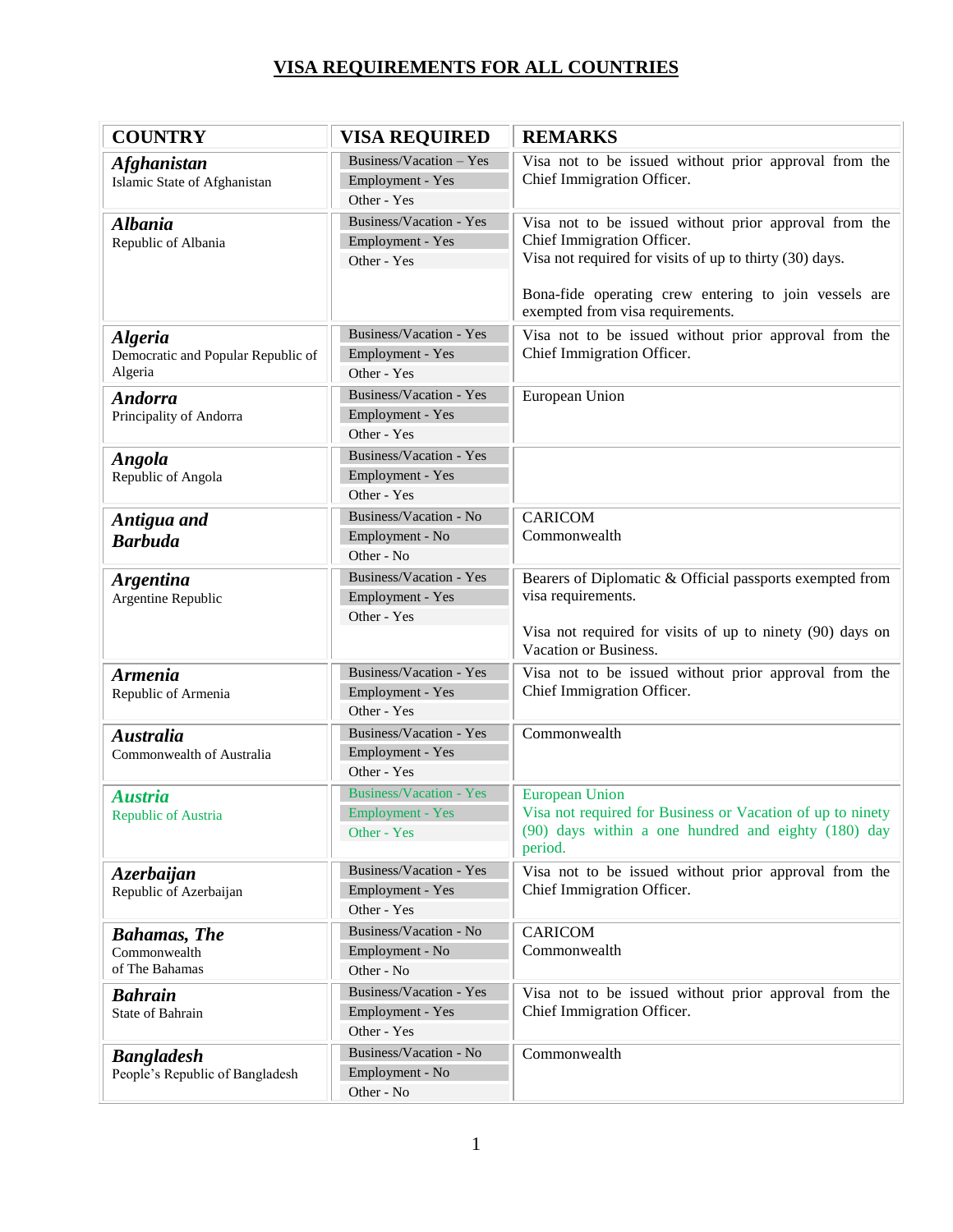# VISA REQUIREMENTS FOR ALL COUNTRIES

| COUNTRY | VISA REQUIRED | REMARKS |
|---|---|---|
| ***Afghanistan*** Islamic State of Afghanistan | Business/Vacation – Yes<br>Employment - Yes<br>Other - Yes | Visa not to be issued without prior approval from the Chief Immigration Officer. |
| ***Albania*** Republic of Albania | Business/Vacation - Yes<br>Employment - Yes<br>Other - Yes | Visa not to be issued without prior approval from the Chief Immigration Officer.<br>Visa not required for visits of up to thirty (30) days.<br><br>Bona-fide operating crew entering to join vessels are exempted from visa requirements. |
| ***Algeria*** Democratic and Popular Republic of Algeria | Business/Vacation - Yes<br>Employment - Yes<br>Other - Yes | Visa not to be issued without prior approval from the Chief Immigration Officer. |
| ***Andorra*** Principality of Andorra | Business/Vacation - Yes<br>Employment - Yes<br>Other - Yes | European Union |
| ***Angola*** Republic of Angola | Business/Vacation - Yes<br>Employment - Yes<br>Other - Yes | |
| ***Antigua and Barbuda*** | Business/Vacation - No<br>Employment - No<br>Other - No | CARICOM<br>Commonwealth |
| ***Argentina*** Argentine Republic | Business/Vacation - Yes<br>Employment - Yes<br>Other - Yes | Bearers of Diplomatic & Official passports exempted from visa requirements.<br><br>Visa not required for visits of up to ninety (90) days on Vacation or Business. |
| ***Armenia*** Republic of Armenia | Business/Vacation - Yes<br>Employment - Yes<br>Other - Yes | Visa not to be issued without prior approval from the Chief Immigration Officer. |
| ***Australia*** Commonwealth of Australia | Business/Vacation - Yes<br>Employment - Yes<br>Other - Yes | Commonwealth |
| ***Austria*** Republic of Austria | Business/Vacation - Yes<br>Employment - Yes<br>Other - Yes | European Union<br>Visa not required for Business or Vacation of up to ninety (90) days within a one hundred and eighty (180) day period. |
| ***Azerbaijan*** Republic of Azerbaijan | Business/Vacation - Yes<br>Employment - Yes<br>Other - Yes | Visa not to be issued without prior approval from the Chief Immigration Officer. |
| ***Bahamas, The*** Commonwealth of The Bahamas | Business/Vacation - No<br>Employment - No<br>Other - No | CARICOM<br>Commonwealth |
| ***Bahrain*** State of Bahrain | Business/Vacation - Yes<br>Employment - Yes<br>Other - Yes | Visa not to be issued without prior approval from the Chief Immigration Officer. |
| ***Bangladesh*** People's Republic of Bangladesh | Business/Vacation - No<br>Employment - No<br>Other - No | Commonwealth |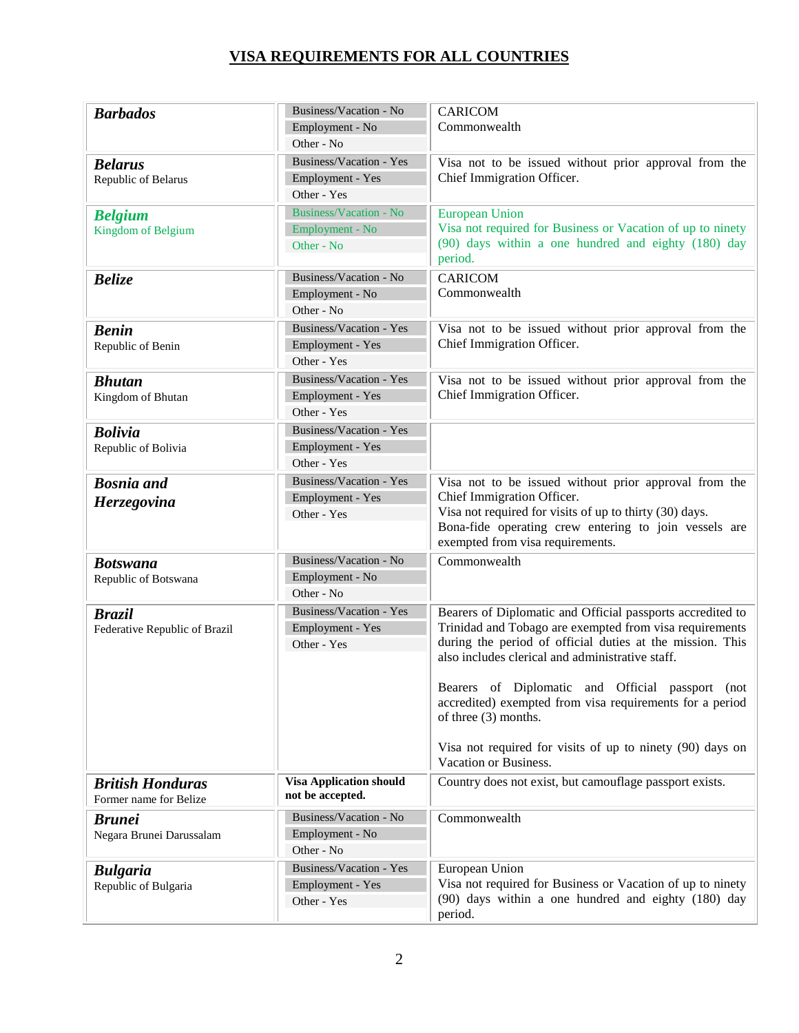## VISA REQUIREMENTS FOR ALL COUNTRIES

| Country | Visa Required | Notes |
|---|---|---|
| ***Barbados*** | Business/Vacation - No<br>Employment - No<br>Other - No | CARICOM<br>Commonwealth |
| ***Belarus***<br>Republic of Belarus | Business/Vacation - Yes<br>Employment - Yes<br>Other - Yes | Visa not to be issued without prior approval from the Chief Immigration Officer. |
| ***Belgium***<br>Kingdom of Belgium | Business/Vacation - No<br>Employment - No<br>Other - No | European Union<br>Visa not required for Business or Vacation of up to ninety (90) days within a one hundred and eighty (180) day period. |
| ***Belize*** | Business/Vacation - No<br>Employment - No<br>Other - No | CARICOM<br>Commonwealth |
| ***Benin***<br>Republic of Benin | Business/Vacation - Yes<br>Employment - Yes<br>Other - Yes | Visa not to be issued without prior approval from the Chief Immigration Officer. |
| ***Bhutan***<br>Kingdom of Bhutan | Business/Vacation - Yes<br>Employment - Yes<br>Other - Yes | Visa not to be issued without prior approval from the Chief Immigration Officer. |
| ***Bolivia***<br>Republic of Bolivia | Business/Vacation - Yes<br>Employment - Yes<br>Other - Yes | |
| ***Bosnia and Herzegovina*** | Business/Vacation - Yes<br>Employment - Yes<br>Other - Yes | Visa not to be issued without prior approval from the Chief Immigration Officer.<br>Visa not required for visits of up to thirty (30) days.<br>Bona-fide operating crew entering to join vessels are exempted from visa requirements. |
| ***Botswana***<br>Republic of Botswana | Business/Vacation - No<br>Employment - No<br>Other - No | Commonwealth |
| ***Brazil***<br>Federative Republic of Brazil | Business/Vacation - Yes<br>Employment - Yes<br>Other - Yes | Bearers of Diplomatic and Official passports accredited to Trinidad and Tobago are exempted from visa requirements during the period of official duties at the mission. This also includes clerical and administrative staff.<br><br>Bearers of Diplomatic and Official passport (not accredited) exempted from visa requirements for a period of three (3) months.<br><br>Visa not required for visits of up to ninety (90) days on Vacation or Business. |
| ***British Honduras***<br>Former name for Belize | **Visa Application should not be accepted.** | Country does not exist, but camouflage passport exists. |
| ***Brunei***<br>Negara Brunei Darussalam | Business/Vacation - No<br>Employment - No<br>Other - No | Commonwealth |
| ***Bulgaria***<br>Republic of Bulgaria | Business/Vacation - Yes<br>Employment - Yes<br>Other - Yes | European Union<br>Visa not required for Business or Vacation of up to ninety (90) days within a one hundred and eighty (180) day period. |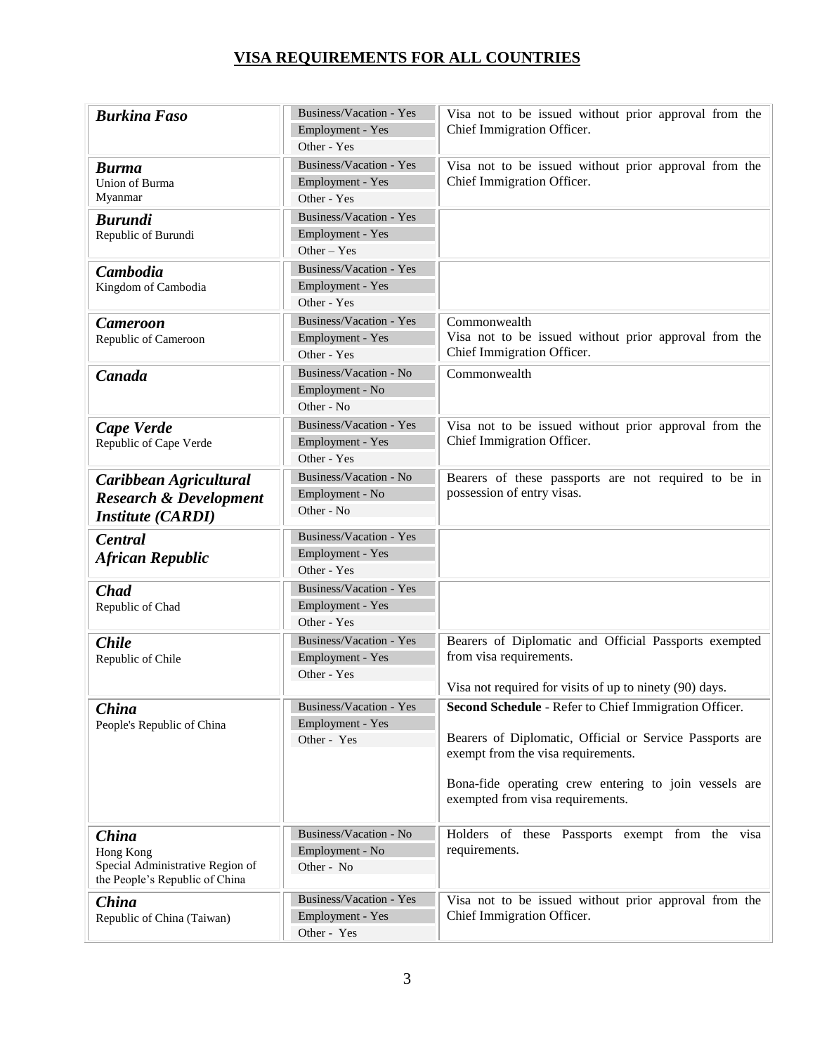## VISA REQUIREMENTS FOR ALL COUNTRIES

| Country | Visa Required | Remarks |
|---|---|---|
| ***Burkina Faso*** | Business/Vacation - Yes<br>Employment - Yes<br>Other - Yes | Visa not to be issued without prior approval from the Chief Immigration Officer. |
| ***Burma***<br>Union of Burma<br>Myanmar | Business/Vacation - Yes<br>Employment - Yes<br>Other - Yes | Visa not to be issued without prior approval from the Chief Immigration Officer. |
| ***Burundi***<br>Republic of Burundi | Business/Vacation - Yes<br>Employment - Yes<br>Other – Yes | |
| ***Cambodia***<br>Kingdom of Cambodia | Business/Vacation - Yes<br>Employment - Yes<br>Other - Yes | |
| ***Cameroon***<br>Republic of Cameroon | Business/Vacation - Yes<br>Employment - Yes<br>Other - Yes | Commonwealth<br>Visa not to be issued without prior approval from the Chief Immigration Officer. |
| ***Canada*** | Business/Vacation - No<br>Employment - No<br>Other - No | Commonwealth |
| ***Cape Verde***<br>Republic of Cape Verde | Business/Vacation - Yes<br>Employment - Yes<br>Other - Yes | Visa not to be issued without prior approval from the Chief Immigration Officer. |
| ***Caribbean Agricultural Research & Development Institute (CARDI)*** | Business/Vacation - No<br>Employment - No<br>Other - No | Bearers of these passports are not required to be in possession of entry visas. |
| ***Central African Republic*** | Business/Vacation - Yes<br>Employment - Yes<br>Other - Yes | |
| ***Chad***<br>Republic of Chad | Business/Vacation - Yes<br>Employment - Yes<br>Other - Yes | |
| ***Chile***<br>Republic of Chile | Business/Vacation - Yes<br>Employment - Yes<br>Other - Yes | Bearers of Diplomatic and Official Passports exempted from visa requirements.<br><br>Visa not required for visits of up to ninety (90) days. |
| ***China***<br>People's Republic of China | Business/Vacation - Yes<br>Employment - Yes<br>Other - Yes | **Second Schedule** - Refer to Chief Immigration Officer.<br><br>Bearers of Diplomatic, Official or Service Passports are exempt from the visa requirements.<br><br>Bona-fide operating crew entering to join vessels are exempted from visa requirements. |
| ***China***<br>Hong Kong<br>Special Administrative Region of the People's Republic of China | Business/Vacation - No<br>Employment - No<br>Other - No | Holders of these Passports exempt from the visa requirements. |
| ***China***<br>Republic of China (Taiwan) | Business/Vacation - Yes<br>Employment - Yes<br>Other - Yes | Visa not to be issued without prior approval from the Chief Immigration Officer. |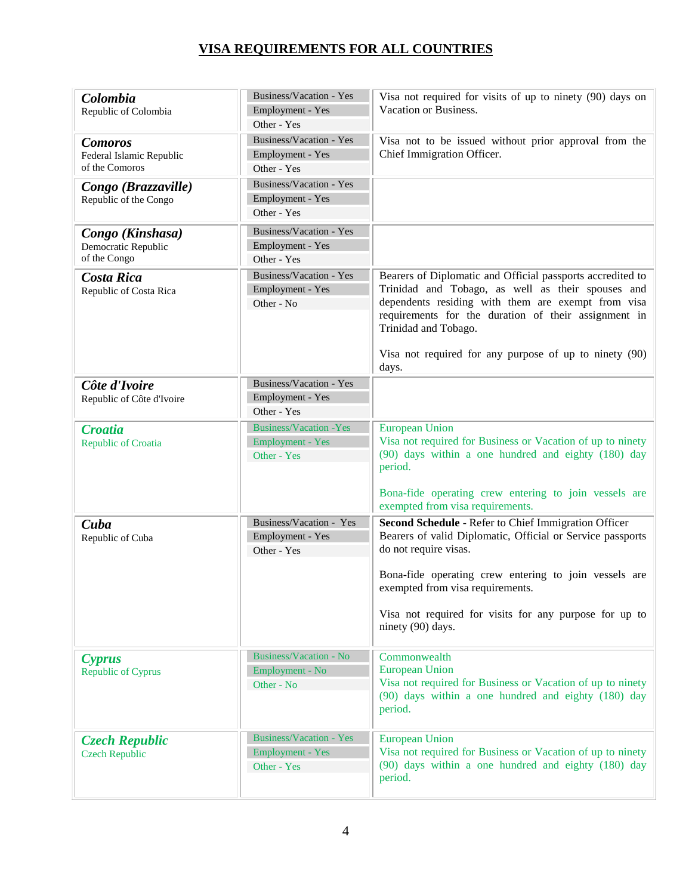# VISA REQUIREMENTS FOR ALL COUNTRIES

| Country | Visa Required | Notes |
|---|---|---|
| ***Colombia***<br>Republic of Colombia | Business/Vacation - Yes<br>Employment - Yes<br>Other - Yes | Visa not required for visits of up to ninety (90) days on Vacation or Business. |
| ***Comoros***<br>Federal Islamic Republic of the Comoros | Business/Vacation - Yes<br>Employment - Yes<br>Other - Yes | Visa not to be issued without prior approval from the Chief Immigration Officer. |
| ***Congo (Brazzaville)***<br>Republic of the Congo | Business/Vacation - Yes<br>Employment - Yes<br>Other - Yes | |
| ***Congo (Kinshasa)***<br>Democratic Republic of the Congo | Business/Vacation - Yes<br>Employment - Yes<br>Other - Yes | |
| ***Costa Rica***<br>Republic of Costa Rica | Business/Vacation - Yes<br>Employment - Yes<br>Other - No | Bearers of Diplomatic and Official passports accredited to Trinidad and Tobago, as well as their spouses and dependents residing with them are exempt from visa requirements for the duration of their assignment in Trinidad and Tobago.<br><br>Visa not required for any purpose of up to ninety (90) days. |
| ***Côte d'Ivoire***<br>Republic of Côte d'Ivoire | Business/Vacation - Yes<br>Employment - Yes<br>Other - Yes | |
| ***Croatia***<br>Republic of Croatia | Business/Vacation -Yes<br>Employment - Yes<br>Other - Yes | European Union<br>Visa not required for Business or Vacation of up to ninety (90) days within a one hundred and eighty (180) day period.<br><br>Bona-fide operating crew entering to join vessels are exempted from visa requirements. |
| ***Cuba***<br>Republic of Cuba | Business/Vacation - Yes<br>Employment - Yes<br>Other - Yes | **Second Schedule** - Refer to Chief Immigration Officer<br>Bearers of valid Diplomatic, Official or Service passports do not require visas.<br><br>Bona-fide operating crew entering to join vessels are exempted from visa requirements.<br><br>Visa not required for visits for any purpose for up to ninety (90) days. |
| ***Cyprus***<br>Republic of Cyprus | Business/Vacation - No<br>Employment - No<br>Other - No | Commonwealth<br>European Union<br>Visa not required for Business or Vacation of up to ninety (90) days within a one hundred and eighty (180) day period. |
| ***Czech Republic***<br>Czech Republic | Business/Vacation - Yes<br>Employment - Yes<br>Other - Yes | European Union<br>Visa not required for Business or Vacation of up to ninety (90) days within a one hundred and eighty (180) day period. |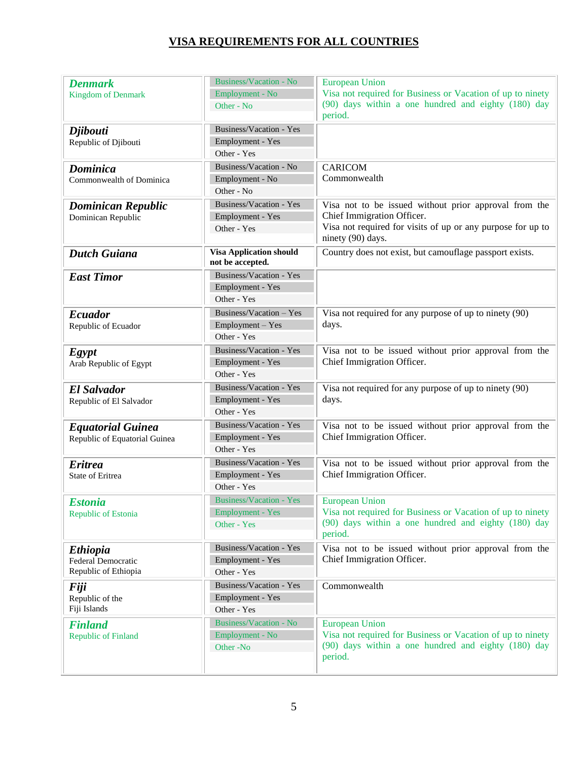# VISA REQUIREMENTS FOR ALL COUNTRIES

| Country | Visa Required | Notes |
|---|---|---|
| ***Denmark*** Kingdom of Denmark | Business/Vacation - No<br>Employment - No<br>Other - No | European Union<br>Visa not required for Business or Vacation of up to ninety (90) days within a one hundred and eighty (180) day period. |
| ***Djibouti*** Republic of Djibouti | Business/Vacation - Yes<br>Employment - Yes<br>Other - Yes | |
| ***Dominica*** Commonwealth of Dominica | Business/Vacation - No<br>Employment - No<br>Other - No | CARICOM<br>Commonwealth |
| ***Dominican Republic*** Dominican Republic | Business/Vacation - Yes<br>Employment - Yes<br>Other - Yes | Visa not to be issued without prior approval from the Chief Immigration Officer.<br>Visa not required for visits of up or any purpose for up to ninety (90) days. |
| ***Dutch Guiana*** | **Visa Application should not be accepted.** | Country does not exist, but camouflage passport exists. |
| ***East Timor*** | Business/Vacation - Yes<br>Employment - Yes<br>Other - Yes | |
| ***Ecuador*** Republic of Ecuador | Business/Vacation – Yes<br>Employment – Yes<br>Other - Yes | Visa not required for any purpose of up to ninety (90) days. |
| ***Egypt*** Arab Republic of Egypt | Business/Vacation - Yes<br>Employment - Yes<br>Other - Yes | Visa not to be issued without prior approval from the Chief Immigration Officer. |
| ***El Salvador*** Republic of El Salvador | Business/Vacation - Yes<br>Employment - Yes<br>Other - Yes | Visa not required for any purpose of up to ninety (90) days. |
| ***Equatorial Guinea*** Republic of Equatorial Guinea | Business/Vacation - Yes<br>Employment - Yes<br>Other - Yes | Visa not to be issued without prior approval from the Chief Immigration Officer. |
| ***Eritrea*** State of Eritrea | Business/Vacation - Yes<br>Employment - Yes<br>Other - Yes | Visa not to be issued without prior approval from the Chief Immigration Officer. |
| ***Estonia*** Republic of Estonia | Business/Vacation - Yes<br>Employment - Yes<br>Other - Yes | European Union<br>Visa not required for Business or Vacation of up to ninety (90) days within a one hundred and eighty (180) day period. |
| ***Ethiopia*** Federal Democratic Republic of Ethiopia | Business/Vacation - Yes<br>Employment - Yes<br>Other - Yes | Visa not to be issued without prior approval from the Chief Immigration Officer. |
| ***Fiji*** Republic of the Fiji Islands | Business/Vacation - Yes<br>Employment - Yes<br>Other - Yes | Commonwealth |
| ***Finland*** Republic of Finland | Business/Vacation - No<br>Employment - No<br>Other -No | European Union<br>Visa not required for Business or Vacation of up to ninety (90) days within a one hundred and eighty (180) day period. |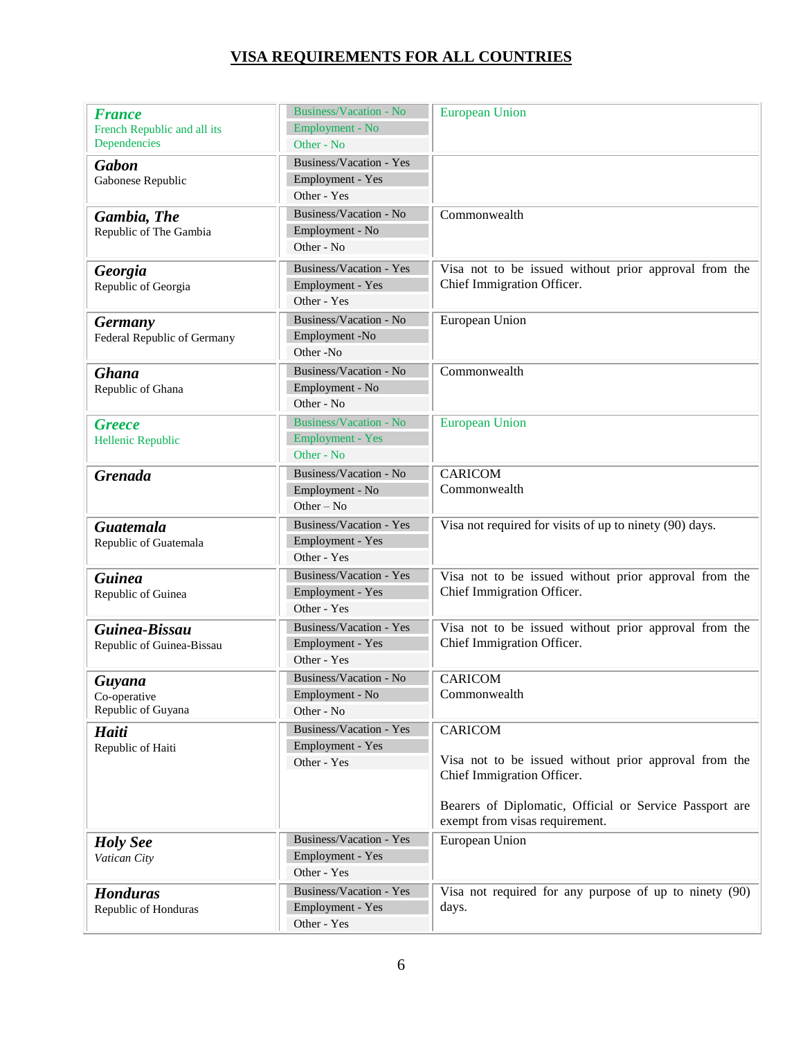# VISA REQUIREMENTS FOR ALL COUNTRIES

| Country | Visa Required | Notes |
|---|---|---|
| ***France*** French Republic and all its Dependencies | Business/Vacation - No<br>Employment - No<br>Other - No | European Union |
| ***Gabon*** Gabonese Republic | Business/Vacation - Yes<br>Employment - Yes<br>Other - Yes | |
| ***Gambia, The*** Republic of The Gambia | Business/Vacation - No<br>Employment - No<br>Other - No | Commonwealth |
| ***Georgia*** Republic of Georgia | Business/Vacation - Yes<br>Employment - Yes<br>Other - Yes | Visa not to be issued without prior approval from the Chief Immigration Officer. |
| ***Germany*** Federal Republic of Germany | Business/Vacation - No<br>Employment -No<br>Other -No | European Union |
| ***Ghana*** Republic of Ghana | Business/Vacation - No<br>Employment - No<br>Other - No | Commonwealth |
| ***Greece*** Hellenic Republic | Business/Vacation - No<br>Employment - Yes<br>Other - No | European Union |
| ***Grenada*** | Business/Vacation - No<br>Employment - No<br>Other – No | CARICOM<br>Commonwealth |
| ***Guatemala*** Republic of Guatemala | Business/Vacation - Yes<br>Employment - Yes<br>Other - Yes | Visa not required for visits of up to ninety (90) days. |
| ***Guinea*** Republic of Guinea | Business/Vacation - Yes<br>Employment - Yes<br>Other - Yes | Visa not to be issued without prior approval from the Chief Immigration Officer. |
| ***Guinea-Bissau*** Republic of Guinea-Bissau | Business/Vacation - Yes<br>Employment - Yes<br>Other - Yes | Visa not to be issued without prior approval from the Chief Immigration Officer. |
| ***Guyana*** Co-operative Republic of Guyana | Business/Vacation - No<br>Employment - No<br>Other - No | CARICOM<br>Commonwealth |
| ***Haiti*** Republic of Haiti | Business/Vacation - Yes<br>Employment - Yes<br>Other - Yes | CARICOM<br><br>Visa not to be issued without prior approval from the Chief Immigration Officer.<br><br>Bearers of Diplomatic, Official or Service Passport are exempt from visas requirement. |
| ***Holy See*** *Vatican City* | Business/Vacation - Yes<br>Employment - Yes<br>Other - Yes | European Union |
| ***Honduras*** Republic of Honduras | Business/Vacation - Yes<br>Employment - Yes<br>Other - Yes | Visa not required for any purpose of up to ninety (90) days. |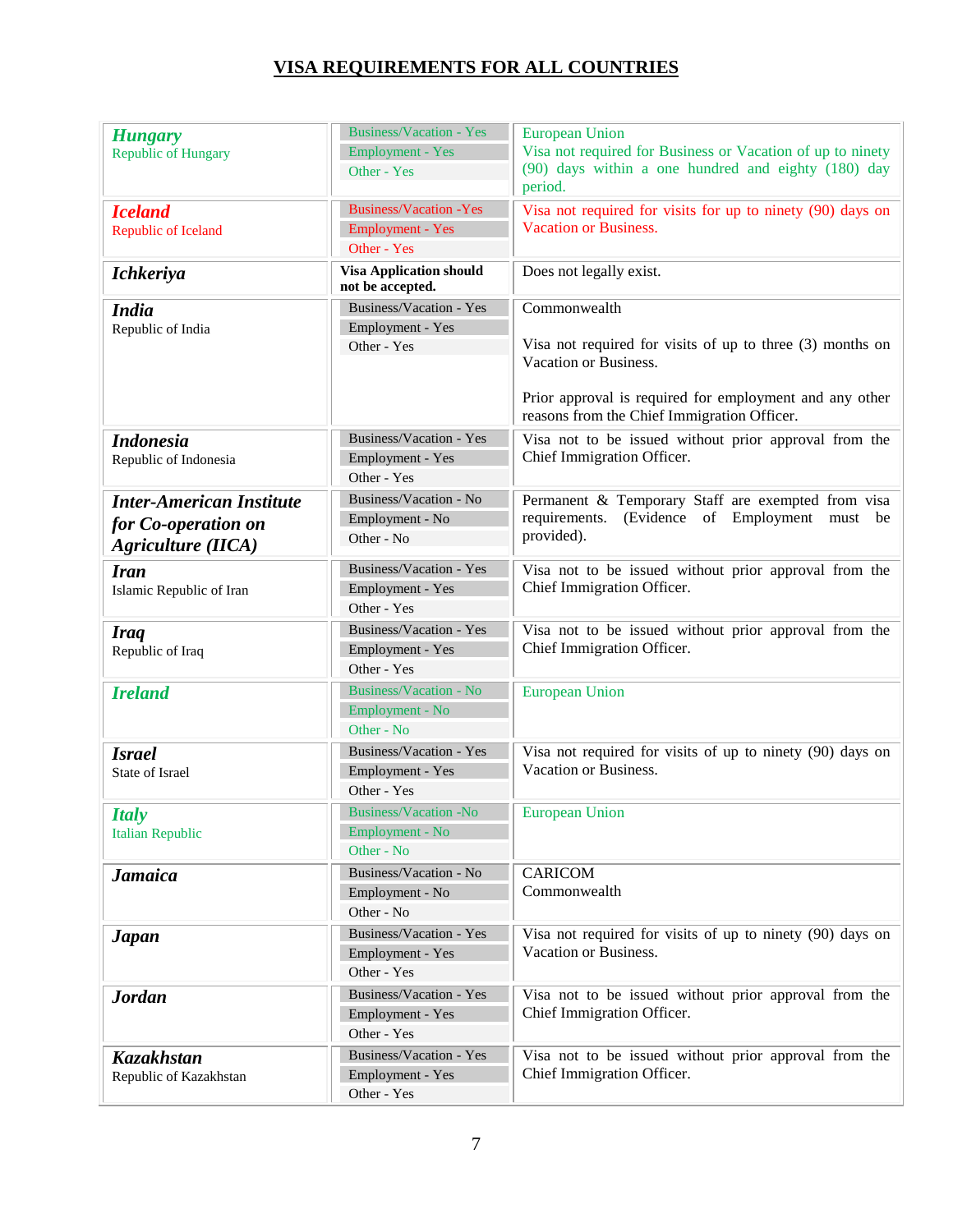## VISA REQUIREMENTS FOR ALL COUNTRIES

| Country | Visa Required | Remarks |
|---|---|---|
| ***Hungary*** Republic of Hungary | Business/Vacation - Yes<br>Employment - Yes<br>Other - Yes | European Union<br>Visa not required for Business or Vacation of up to ninety (90) days within a one hundred and eighty (180) day period. |
| ***Iceland*** Republic of Iceland | Business/Vacation -Yes<br>Employment - Yes<br>Other - Yes | Visa not required for visits for up to ninety (90) days on Vacation or Business. |
| ***Ichkeriya*** | **Visa Application should not be accepted.** | Does not legally exist. |
| ***India*** Republic of India | Business/Vacation - Yes<br>Employment - Yes<br>Other - Yes | Commonwealth<br><br>Visa not required for visits of up to three (3) months on Vacation or Business.<br><br>Prior approval is required for employment and any other reasons from the Chief Immigration Officer. |
| ***Indonesia*** Republic of Indonesia | Business/Vacation - Yes<br>Employment - Yes<br>Other - Yes | Visa not to be issued without prior approval from the Chief Immigration Officer. |
| ***Inter-American Institute for Co-operation on Agriculture (IICA)*** | Business/Vacation - No<br>Employment - No<br>Other - No | Permanent & Temporary Staff are exempted from visa requirements. (Evidence of Employment must be provided). |
| ***Iran*** Islamic Republic of Iran | Business/Vacation - Yes<br>Employment - Yes<br>Other - Yes | Visa not to be issued without prior approval from the Chief Immigration Officer. |
| ***Iraq*** Republic of Iraq | Business/Vacation - Yes<br>Employment - Yes<br>Other - Yes | Visa not to be issued without prior approval from the Chief Immigration Officer. |
| ***Ireland*** | Business/Vacation - No<br>Employment - No<br>Other - No | European Union |
| ***Israel*** State of Israel | Business/Vacation - Yes<br>Employment - Yes<br>Other - Yes | Visa not required for visits of up to ninety (90) days on Vacation or Business. |
| ***Italy*** Italian Republic | Business/Vacation -No<br>Employment - No<br>Other - No | European Union |
| ***Jamaica*** | Business/Vacation - No<br>Employment - No<br>Other - No | CARICOM<br>Commonwealth |
| ***Japan*** | Business/Vacation - Yes<br>Employment - Yes<br>Other - Yes | Visa not required for visits of up to ninety (90) days on Vacation or Business. |
| ***Jordan*** | Business/Vacation - Yes<br>Employment - Yes<br>Other - Yes | Visa not to be issued without prior approval from the Chief Immigration Officer. |
| ***Kazakhstan*** Republic of Kazakhstan | Business/Vacation - Yes<br>Employment - Yes<br>Other - Yes | Visa not to be issued without prior approval from the Chief Immigration Officer. |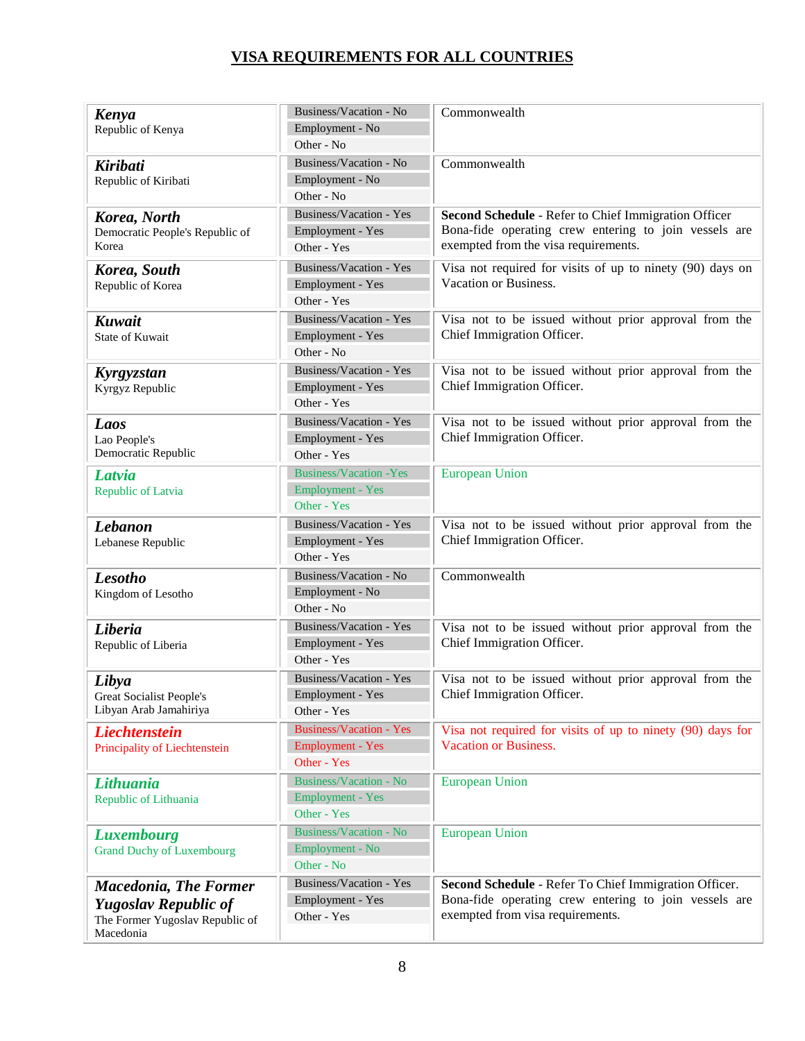# VISA REQUIREMENTS FOR ALL COUNTRIES

| Country | Visa Required | Notes |
|---|---|---|
| ***Kenya*** Republic of Kenya | Business/Vacation - No<br>Employment - No<br>Other - No | Commonwealth |
| ***Kiribati*** Republic of Kiribati | Business/Vacation - No<br>Employment - No<br>Other - No | Commonwealth |
| ***Korea, North*** Democratic People's Republic of Korea | Business/Vacation - Yes<br>Employment - Yes<br>Other - Yes | **Second Schedule** - Refer to Chief Immigration Officer Bona-fide operating crew entering to join vessels are exempted from the visa requirements. |
| ***Korea, South*** Republic of Korea | Business/Vacation - Yes<br>Employment - Yes<br>Other - Yes | Visa not required for visits of up to ninety (90) days on Vacation or Business. |
| ***Kuwait*** State of Kuwait | Business/Vacation - Yes<br>Employment - Yes<br>Other - No | Visa not to be issued without prior approval from the Chief Immigration Officer. |
| ***Kyrgyzstan*** Kyrgyz Republic | Business/Vacation - Yes<br>Employment - Yes<br>Other - Yes | Visa not to be issued without prior approval from the Chief Immigration Officer. |
| ***Laos*** Lao People's Democratic Republic | Business/Vacation - Yes<br>Employment - Yes<br>Other - Yes | Visa not to be issued without prior approval from the Chief Immigration Officer. |
| ***Latvia*** Republic of Latvia | Business/Vacation -Yes<br>Employment - Yes<br>Other - Yes | European Union |
| ***Lebanon*** Lebanese Republic | Business/Vacation - Yes<br>Employment - Yes<br>Other - Yes | Visa not to be issued without prior approval from the Chief Immigration Officer. |
| ***Lesotho*** Kingdom of Lesotho | Business/Vacation - No<br>Employment - No<br>Other - No | Commonwealth |
| ***Liberia*** Republic of Liberia | Business/Vacation - Yes<br>Employment - Yes<br>Other - Yes | Visa not to be issued without prior approval from the Chief Immigration Officer. |
| ***Libya*** Great Socialist People's Libyan Arab Jamahiriya | Business/Vacation - Yes<br>Employment - Yes<br>Other - Yes | Visa not to be issued without prior approval from the Chief Immigration Officer. |
| ***Liechtenstein*** Principality of Liechtenstein | Business/Vacation - Yes<br>Employment - Yes<br>Other - Yes | Visa not required for visits of up to ninety (90) days for Vacation or Business. |
| ***Lithuania*** Republic of Lithuania | Business/Vacation - No<br>Employment - Yes<br>Other - Yes | European Union |
| ***Luxembourg*** Grand Duchy of Luxembourg | Business/Vacation - No<br>Employment - No<br>Other - No | European Union |
| ***Macedonia, The Former Yugoslav Republic of*** The Former Yugoslav Republic of Macedonia | Business/Vacation - Yes<br>Employment - Yes<br>Other - Yes | **Second Schedule** - Refer To Chief Immigration Officer. Bona-fide operating crew entering to join vessels are exempted from visa requirements. |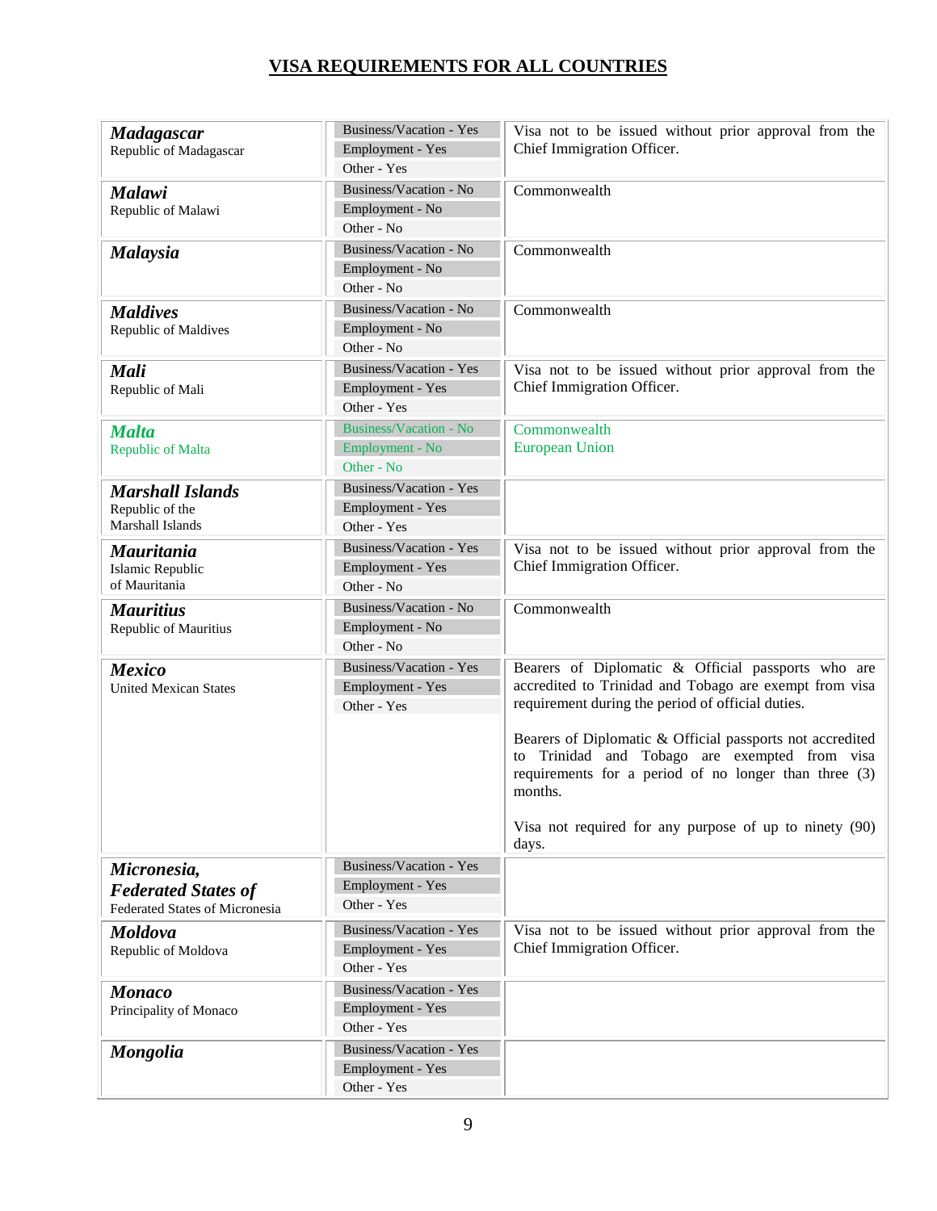# VISA REQUIREMENTS FOR ALL COUNTRIES

| Country | Visa Required | Notes |
|---|---|---|
| ***Madagascar*** Republic of Madagascar | Business/Vacation - Yes<br>Employment - Yes<br>Other - Yes | Visa not to be issued without prior approval from the Chief Immigration Officer. |
| ***Malawi*** Republic of Malawi | Business/Vacation - No<br>Employment - No<br>Other - No | Commonwealth |
| ***Malaysia*** | Business/Vacation - No<br>Employment - No<br>Other - No | Commonwealth |
| ***Maldives*** Republic of Maldives | Business/Vacation - No<br>Employment - No<br>Other - No | Commonwealth |
| ***Mali*** Republic of Mali | Business/Vacation - Yes<br>Employment - Yes<br>Other - Yes | Visa not to be issued without prior approval from the Chief Immigration Officer. |
| ***Malta*** Republic of Malta | Business/Vacation - No<br>Employment - No<br>Other - No | Commonwealth<br>European Union |
| ***Marshall Islands*** Republic of the Marshall Islands | Business/Vacation - Yes<br>Employment - Yes<br>Other - Yes | |
| ***Mauritania*** Islamic Republic of Mauritania | Business/Vacation - Yes<br>Employment - Yes<br>Other - No | Visa not to be issued without prior approval from the Chief Immigration Officer. |
| ***Mauritius*** Republic of Mauritius | Business/Vacation - No<br>Employment - No<br>Other - No | Commonwealth |
| ***Mexico*** United Mexican States | Business/Vacation - Yes<br>Employment - Yes<br>Other - Yes | Bearers of Diplomatic & Official passports who are accredited to Trinidad and Tobago are exempt from visa requirement during the period of official duties.<br><br>Bearers of Diplomatic & Official passports not accredited to Trinidad and Tobago are exempted from visa requirements for a period of no longer than three (3) months.<br><br>Visa not required for any purpose of up to ninety (90) days. |
| ***Micronesia, Federated States of*** Federated States of Micronesia | Business/Vacation - Yes<br>Employment - Yes<br>Other - Yes | |
| ***Moldova*** Republic of Moldova | Business/Vacation - Yes<br>Employment - Yes<br>Other - Yes | Visa not to be issued without prior approval from the Chief Immigration Officer. |
| ***Monaco*** Principality of Monaco | Business/Vacation - Yes<br>Employment - Yes<br>Other - Yes | |
| ***Mongolia*** | Business/Vacation - Yes<br>Employment - Yes<br>Other - Yes | |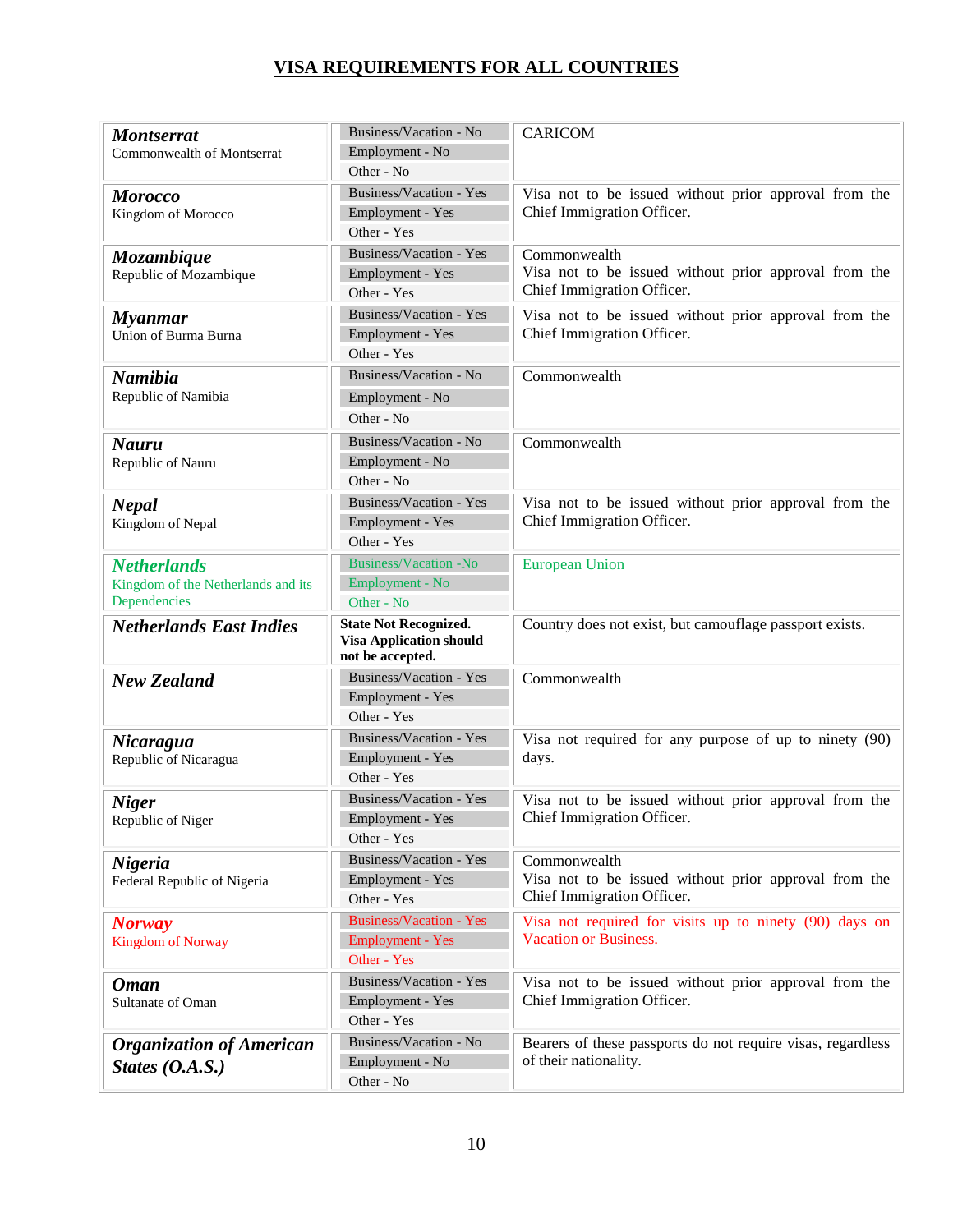# VISA REQUIREMENTS FOR ALL COUNTRIES

| Country | Visa Required | Remarks |
|---|---|---|
| ***Montserrat*** Commonwealth of Montserrat | Business/Vacation - No<br>Employment - No<br>Other - No | CARICOM |
| ***Morocco*** Kingdom of Morocco | Business/Vacation - Yes<br>Employment - Yes<br>Other - Yes | Visa not to be issued without prior approval from the Chief Immigration Officer. |
| ***Mozambique*** Republic of Mozambique | Business/Vacation - Yes<br>Employment - Yes<br>Other - Yes | Commonwealth<br>Visa not to be issued without prior approval from the Chief Immigration Officer. |
| ***Myanmar*** Union of Burma Burna | Business/Vacation - Yes<br>Employment - Yes<br>Other - Yes | Visa not to be issued without prior approval from the Chief Immigration Officer. |
| ***Namibia*** Republic of Namibia | Business/Vacation - No<br>Employment - No<br>Other - No | Commonwealth |
| ***Nauru*** Republic of Nauru | Business/Vacation - No<br>Employment - No<br>Other - No | Commonwealth |
| ***Nepal*** Kingdom of Nepal | Business/Vacation - Yes<br>Employment - Yes<br>Other - Yes | Visa not to be issued without prior approval from the Chief Immigration Officer. |
| ***Netherlands*** Kingdom of the Netherlands and its Dependencies | Business/Vacation -No<br>Employment - No<br>Other - No | European Union |
| ***Netherlands East Indies*** | **State Not Recognized. Visa Application should not be accepted.** | Country does not exist, but camouflage passport exists. |
| ***New Zealand*** | Business/Vacation - Yes<br>Employment - Yes<br>Other - Yes | Commonwealth |
| ***Nicaragua*** Republic of Nicaragua | Business/Vacation - Yes<br>Employment - Yes<br>Other - Yes | Visa not required for any purpose of up to ninety (90) days. |
| ***Niger*** Republic of Niger | Business/Vacation - Yes<br>Employment - Yes<br>Other - Yes | Visa not to be issued without prior approval from the Chief Immigration Officer. |
| ***Nigeria*** Federal Republic of Nigeria | Business/Vacation - Yes<br>Employment - Yes<br>Other - Yes | Commonwealth<br>Visa not to be issued without prior approval from the Chief Immigration Officer. |
| ***Norway*** Kingdom of Norway | Business/Vacation - Yes<br>Employment - Yes<br>Other - Yes | Visa not required for visits up to ninety (90) days on Vacation or Business. |
| ***Oman*** Sultanate of Oman | Business/Vacation - Yes<br>Employment - Yes<br>Other - Yes | Visa not to be issued without prior approval from the Chief Immigration Officer. |
| ***Organization of American States (O.A.S.)*** | Business/Vacation - No<br>Employment - No<br>Other - No | Bearers of these passports do not require visas, regardless of their nationality. |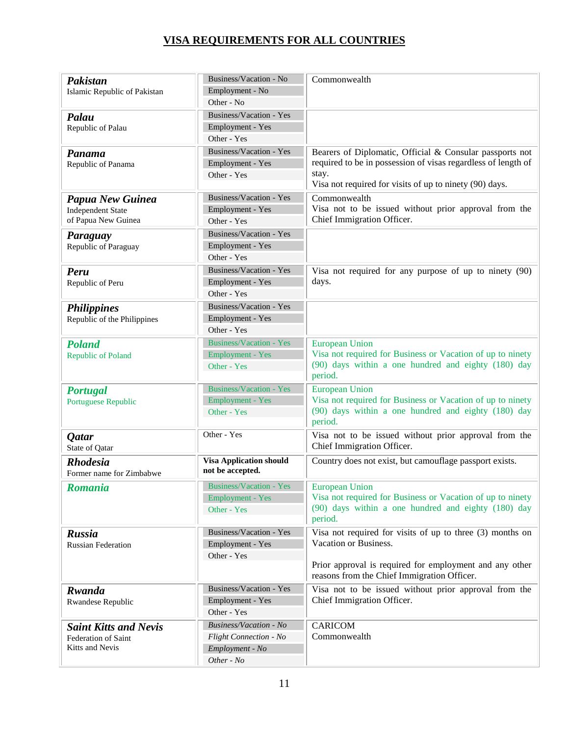## VISA REQUIREMENTS FOR ALL COUNTRIES

| Country | Visa Required | Remarks |
|---|---|---|
| ***Pakistan*** Islamic Republic of Pakistan | Business/Vacation - No<br>Employment - No<br>Other - No | Commonwealth |
| ***Palau*** Republic of Palau | Business/Vacation - Yes<br>Employment - Yes<br>Other - Yes | |
| ***Panama*** Republic of Panama | Business/Vacation - Yes<br>Employment - Yes<br>Other - Yes | Bearers of Diplomatic, Official & Consular passports not required to be in possession of visas regardless of length of stay.<br>Visa not required for visits of up to ninety (90) days. |
| ***Papua New Guinea*** Independent State of Papua New Guinea | Business/Vacation - Yes<br>Employment - Yes<br>Other - Yes | Commonwealth<br>Visa not to be issued without prior approval from the Chief Immigration Officer. |
| ***Paraguay*** Republic of Paraguay | Business/Vacation - Yes<br>Employment - Yes<br>Other - Yes | |
| ***Peru*** Republic of Peru | Business/Vacation - Yes<br>Employment - Yes<br>Other - Yes | Visa not required for any purpose of up to ninety (90) days. |
| ***Philippines*** Republic of the Philippines | Business/Vacation - Yes<br>Employment - Yes<br>Other - Yes | |
| ***Poland*** Republic of Poland | Business/Vacation - Yes<br>Employment - Yes<br>Other - Yes | European Union<br>Visa not required for Business or Vacation of up to ninety (90) days within a one hundred and eighty (180) day period. |
| ***Portugal*** Portuguese Republic | Business/Vacation - Yes<br>Employment - Yes<br>Other - Yes | European Union<br>Visa not required for Business or Vacation of up to ninety (90) days within a one hundred and eighty (180) day period. |
| ***Qatar*** State of Qatar | Other - Yes | Visa not to be issued without prior approval from the Chief Immigration Officer. |
| ***Rhodesia*** Former name for Zimbabwe | **Visa Application should not be accepted.** | Country does not exist, but camouflage passport exists. |
| ***Romania*** | Business/Vacation - Yes<br>Employment - Yes<br>Other - Yes | European Union<br>Visa not required for Business or Vacation of up to ninety (90) days within a one hundred and eighty (180) day period. |
| ***Russia*** Russian Federation | Business/Vacation - Yes<br>Employment - Yes<br>Other - Yes | Visa not required for visits of up to three (3) months on Vacation or Business.<br><br>Prior approval is required for employment and any other reasons from the Chief Immigration Officer. |
| ***Rwanda*** Rwandese Republic | Business/Vacation - Yes<br>Employment - Yes<br>Other - Yes | Visa not to be issued without prior approval from the Chief Immigration Officer. |
| ***Saint Kitts and Nevis*** Federation of Saint Kitts and Nevis | *Business/Vacation - No*<br>*Flight Connection - No*<br>*Employment - No*<br>*Other - No* | CARICOM<br>Commonwealth |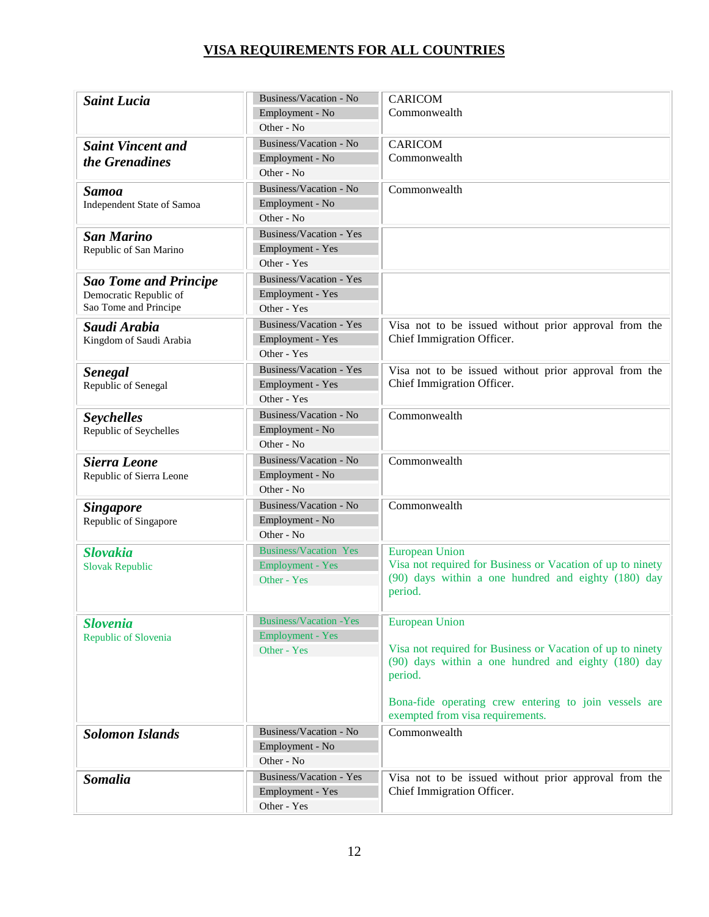# VISA REQUIREMENTS FOR ALL COUNTRIES

| Country | Visa Required | Notes |
|---|---|---|
| ***Saint Lucia*** | Business/Vacation - No<br>Employment - No<br>Other - No | CARICOM<br>Commonwealth |
| ***Saint Vincent and the Grenadines*** | Business/Vacation - No<br>Employment - No<br>Other - No | CARICOM<br>Commonwealth |
| ***Samoa***<br>Independent State of Samoa | Business/Vacation - No<br>Employment - No<br>Other - No | Commonwealth |
| ***San Marino***<br>Republic of San Marino | Business/Vacation - Yes<br>Employment - Yes<br>Other - Yes | |
| ***Sao Tome and Principe***<br>Democratic Republic of Sao Tome and Principe | Business/Vacation - Yes<br>Employment - Yes<br>Other - Yes | |
| ***Saudi Arabia***<br>Kingdom of Saudi Arabia | Business/Vacation - Yes<br>Employment - Yes<br>Other - Yes | Visa not to be issued without prior approval from the Chief Immigration Officer. |
| ***Senegal***<br>Republic of Senegal | Business/Vacation - Yes<br>Employment - Yes<br>Other - Yes | Visa not to be issued without prior approval from the Chief Immigration Officer. |
| ***Seychelles***<br>Republic of Seychelles | Business/Vacation - No<br>Employment - No<br>Other - No | Commonwealth |
| ***Sierra Leone***<br>Republic of Sierra Leone | Business/Vacation - No<br>Employment - No<br>Other - No | Commonwealth |
| ***Singapore***<br>Republic of Singapore | Business/Vacation - No<br>Employment - No<br>Other - No | Commonwealth |
| ***Slovakia***<br>Slovak Republic | Business/Vacation Yes<br>Employment - Yes<br>Other - Yes | European Union<br>Visa not required for Business or Vacation of up to ninety (90) days within a one hundred and eighty (180) day period. |
| ***Slovenia***<br>Republic of Slovenia | Business/Vacation -Yes<br>Employment - Yes<br>Other - Yes | European Union<br><br>Visa not required for Business or Vacation of up to ninety (90) days within a one hundred and eighty (180) day period.<br><br>Bona-fide operating crew entering to join vessels are exempted from visa requirements. |
| ***Solomon Islands*** | Business/Vacation - No<br>Employment - No<br>Other - No | Commonwealth |
| ***Somalia*** | Business/Vacation - Yes<br>Employment - Yes<br>Other - Yes | Visa not to be issued without prior approval from the Chief Immigration Officer. |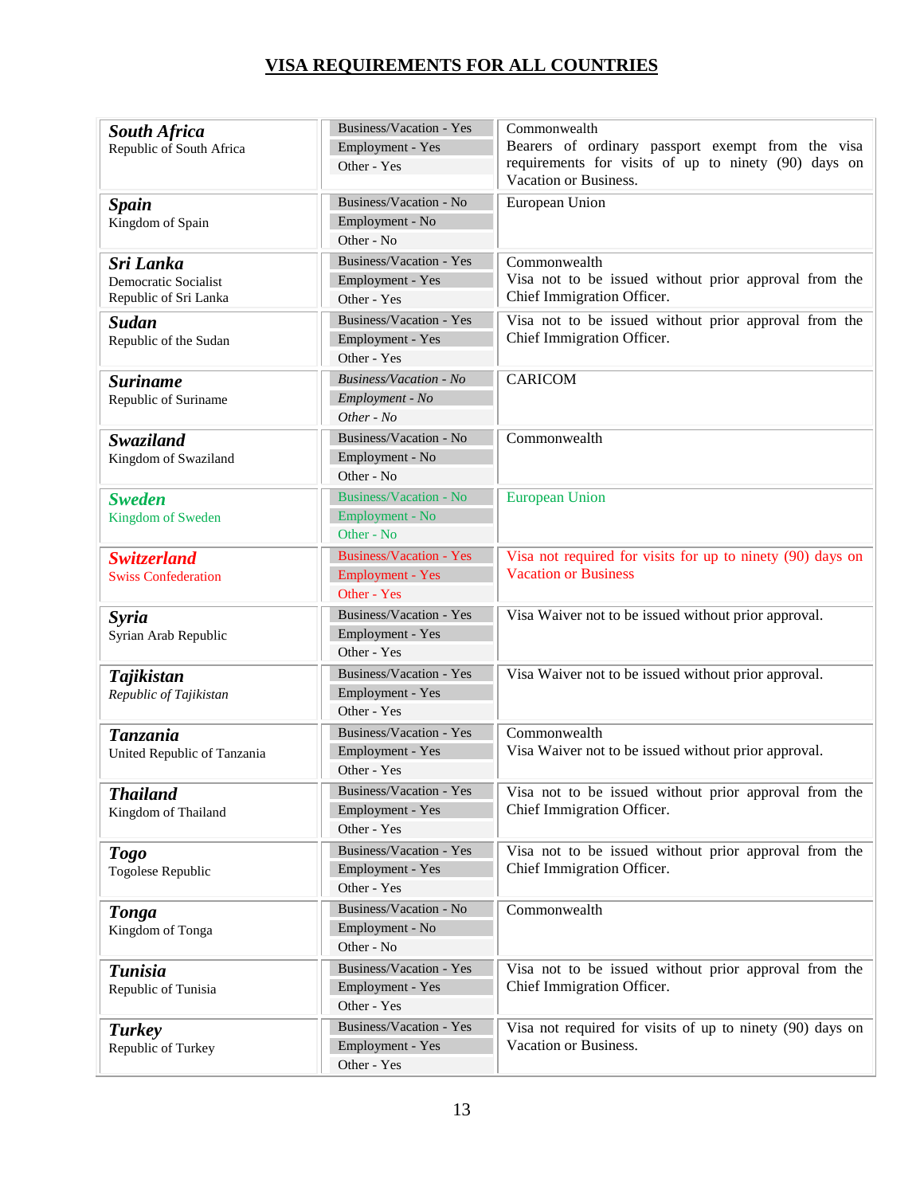# VISA REQUIREMENTS FOR ALL COUNTRIES

| Country | Visa Required | Remarks |
|---|---|---|
| ***South Africa*** Republic of South Africa | Business/Vacation - Yes<br>Employment - Yes<br>Other - Yes | Commonwealth<br>Bearers of ordinary passport exempt from the visa requirements for visits of up to ninety (90) days on Vacation or Business. |
| ***Spain*** Kingdom of Spain | Business/Vacation - No<br>Employment - No<br>Other - No | European Union |
| ***Sri Lanka*** Democratic Socialist Republic of Sri Lanka | Business/Vacation - Yes<br>Employment - Yes<br>Other - Yes | Commonwealth<br>Visa not to be issued without prior approval from the Chief Immigration Officer. |
| ***Sudan*** Republic of the Sudan | Business/Vacation - Yes<br>Employment - Yes<br>Other - Yes | Visa not to be issued without prior approval from the Chief Immigration Officer. |
| ***Suriname*** Republic of Suriname | *Business/Vacation - No*<br>*Employment - No*<br>*Other - No* | CARICOM |
| ***Swaziland*** Kingdom of Swaziland | Business/Vacation - No<br>Employment - No<br>Other - No | Commonwealth |
| ***Sweden*** Kingdom of Sweden | Business/Vacation - No<br>Employment - No<br>Other - No | European Union |
| ***Switzerland*** Swiss Confederation | Business/Vacation - Yes<br>Employment - Yes<br>Other - Yes | Visa not required for visits for up to ninety (90) days on Vacation or Business |
| ***Syria*** Syrian Arab Republic | Business/Vacation - Yes<br>Employment - Yes<br>Other - Yes | Visa Waiver not to be issued without prior approval. |
| ***Tajikistan*** *Republic of Tajikistan* | Business/Vacation - Yes<br>Employment - Yes<br>Other - Yes | Visa Waiver not to be issued without prior approval. |
| ***Tanzania*** United Republic of Tanzania | Business/Vacation - Yes<br>Employment - Yes<br>Other - Yes | Commonwealth<br>Visa Waiver not to be issued without prior approval. |
| ***Thailand*** Kingdom of Thailand | Business/Vacation - Yes<br>Employment - Yes<br>Other - Yes | Visa not to be issued without prior approval from the Chief Immigration Officer. |
| ***Togo*** Togolese Republic | Business/Vacation - Yes<br>Employment - Yes<br>Other - Yes | Visa not to be issued without prior approval from the Chief Immigration Officer. |
| ***Tonga*** Kingdom of Tonga | Business/Vacation - No<br>Employment - No<br>Other - No | Commonwealth |
| ***Tunisia*** Republic of Tunisia | Business/Vacation - Yes<br>Employment - Yes<br>Other - Yes | Visa not to be issued without prior approval from the Chief Immigration Officer. |
| ***Turkey*** Republic of Turkey | Business/Vacation - Yes<br>Employment - Yes<br>Other - Yes | Visa not required for visits of up to ninety (90) days on Vacation or Business. |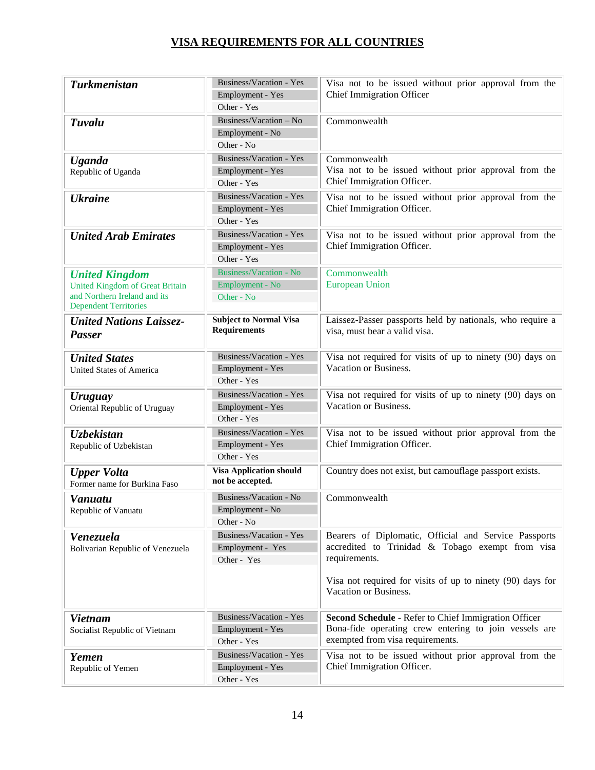# VISA REQUIREMENTS FOR ALL COUNTRIES

| Country | Visa Requirement | Notes |
|---|---|---|
| ***Turkmenistan*** | Business/Vacation - Yes<br>Employment - Yes<br>Other - Yes | Visa not to be issued without prior approval from the Chief Immigration Officer |
| ***Tuvalu*** | Business/Vacation – No<br>Employment - No<br>Other - No | Commonwealth |
| ***Uganda***<br>Republic of Uganda | Business/Vacation - Yes<br>Employment - Yes<br>Other - Yes | Commonwealth<br>Visa not to be issued without prior approval from the Chief Immigration Officer. |
| ***Ukraine*** | Business/Vacation - Yes<br>Employment - Yes<br>Other - Yes | Visa not to be issued without prior approval from the Chief Immigration Officer. |
| ***United Arab Emirates*** | Business/Vacation - Yes<br>Employment - Yes<br>Other - Yes | Visa not to be issued without prior approval from the Chief Immigration Officer. |
| ***United Kingdom***<br>United Kingdom of Great Britain and Northern Ireland and its Dependent Territories | Business/Vacation - No<br>Employment - No<br>Other - No | Commonwealth<br>European Union |
| ***United Nations Laissez-Passer*** | **Subject to Normal Visa Requirements** | Laissez-Passer passports held by nationals, who require a visa, must bear a valid visa. |
| ***United States***<br>United States of America | Business/Vacation - Yes<br>Employment - Yes<br>Other - Yes | Visa not required for visits of up to ninety (90) days on Vacation or Business. |
| ***Uruguay***<br>Oriental Republic of Uruguay | Business/Vacation - Yes<br>Employment - Yes<br>Other - Yes | Visa not required for visits of up to ninety (90) days on Vacation or Business. |
| ***Uzbekistan***<br>Republic of Uzbekistan | Business/Vacation - Yes<br>Employment - Yes<br>Other - Yes | Visa not to be issued without prior approval from the Chief Immigration Officer. |
| ***Upper Volta***<br>Former name for Burkina Faso | **Visa Application should not be accepted.** | Country does not exist, but camouflage passport exists. |
| ***Vanuatu***<br>Republic of Vanuatu | Business/Vacation - No<br>Employment - No<br>Other - No | Commonwealth |
| ***Venezuela***<br>Bolivarian Republic of Venezuela | Business/Vacation - Yes<br>Employment - Yes<br>Other - Yes | Bearers of Diplomatic, Official and Service Passports accredited to Trinidad & Tobago exempt from visa requirements.<br><br>Visa not required for visits of up to ninety (90) days for Vacation or Business. |
| ***Vietnam***<br>Socialist Republic of Vietnam | Business/Vacation - Yes<br>Employment - Yes<br>Other - Yes | **Second Schedule** - Refer to Chief Immigration Officer<br>Bona-fide operating crew entering to join vessels are exempted from visa requirements. |
| ***Yemen***<br>Republic of Yemen | Business/Vacation - Yes<br>Employment - Yes<br>Other - Yes | Visa not to be issued without prior approval from the Chief Immigration Officer. |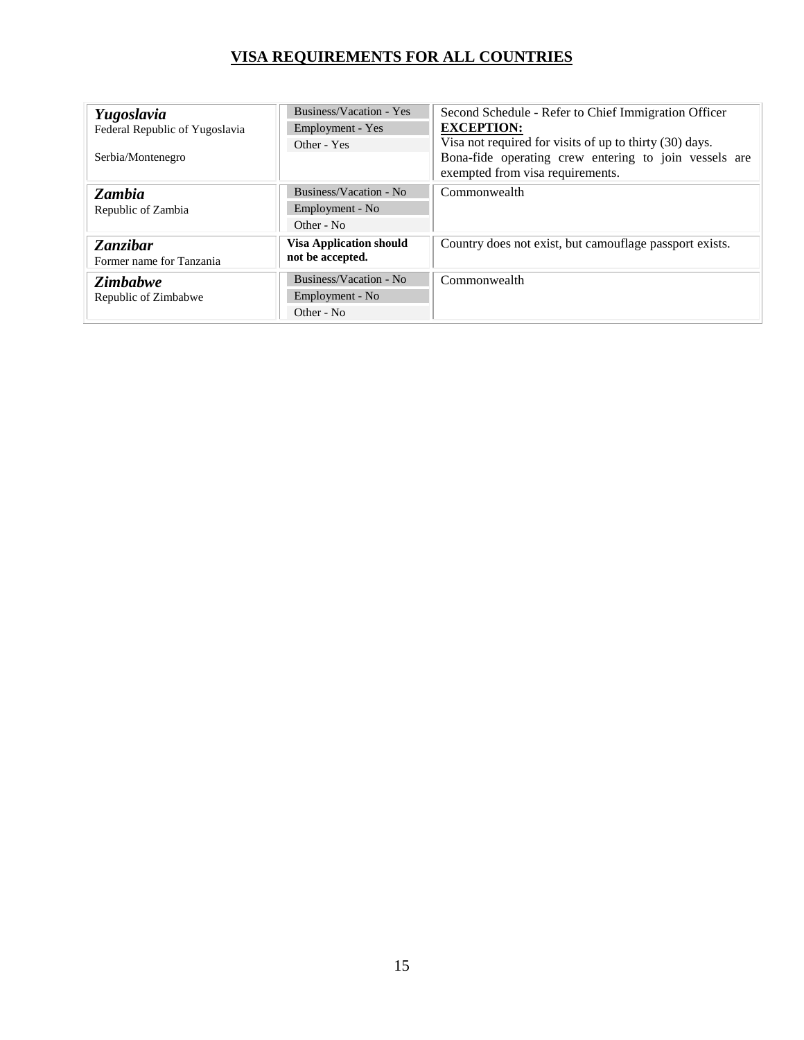## VISA REQUIREMENTS FOR ALL COUNTRIES

| | | |
|---|---|---|
| ***Yugoslavia***<br>Federal Republic of Yugoslavia<br><br>Serbia/Montenegro | Business/Vacation - Yes<br>Employment - Yes<br>Other - Yes | Second Schedule - Refer to Chief Immigration Officer<br>**EXCEPTION:**<br>Visa not required for visits of up to thirty (30) days.<br>Bona-fide operating crew entering to join vessels are exempted from visa requirements. |
| ***Zambia***<br>Republic of Zambia | Business/Vacation - No<br>Employment - No<br>Other - No | Commonwealth |
| ***Zanzibar***<br>Former name for Tanzania | **Visa Application should not be accepted.** | Country does not exist, but camouflage passport exists. |
| ***Zimbabwe***<br>Republic of Zimbabwe | Business/Vacation - No<br>Employment - No<br>Other - No | Commonwealth |